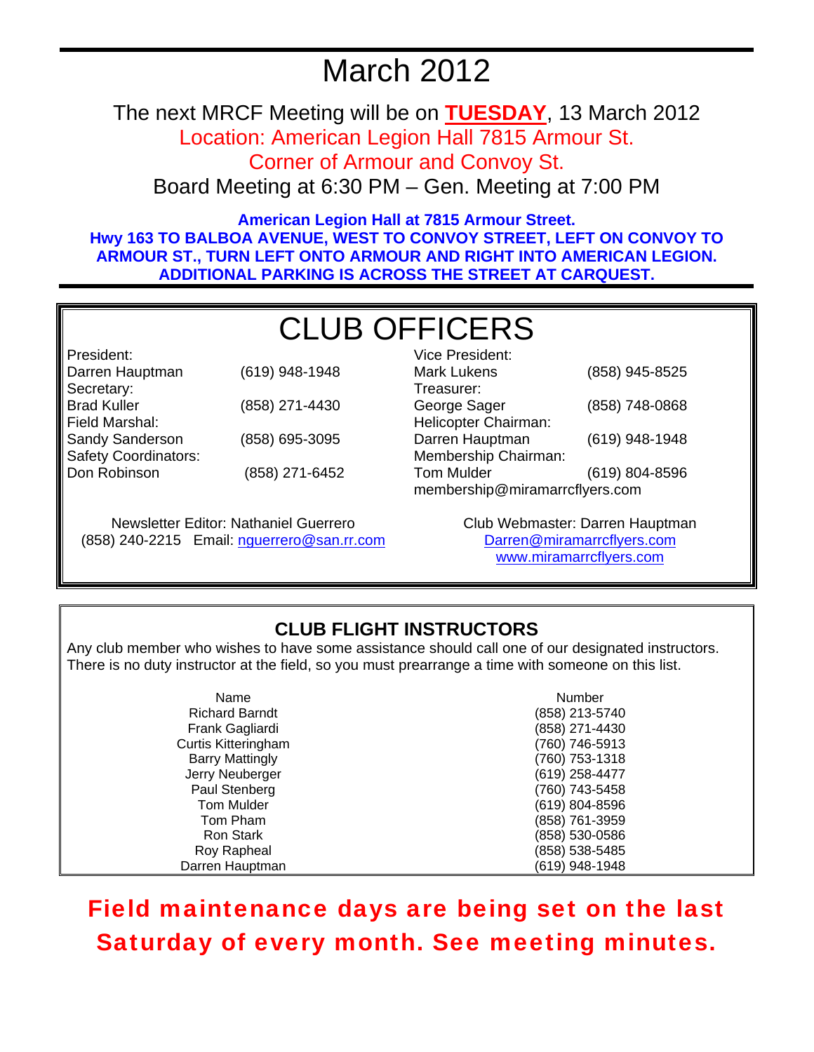# March 2012

The next MRCF Meeting will be on **TUESDAY**, 13 March 2012
Location: American Legion Hall 7815 Armour St.
Corner of Armour and Convoy St.
Board Meeting at 6:30 PM – Gen. Meeting at 7:00 PM

**American Legion Hall at 7815 Armour Street.**
**Hwy 163 TO BALBOA AVENUE, WEST TO CONVOY STREET, LEFT ON CONVOY TO ARMOUR ST., TURN LEFT ONTO ARMOUR AND RIGHT INTO AMERICAN LEGION. ADDITIONAL PARKING IS ACROSS THE STREET AT CARQUEST.**

## CLUB OFFICERS

President:
Darren Hauptman (619) 948-1948

Secretary:
Brad Kuller (858) 271-4430

Field Marshal:
Sandy Sanderson (858) 695-3095

Safety Coordinators:
Don Robinson (858) 271-6452

Vice President:
Mark Lukens (858) 945-8525

Treasurer:
George Sager (858) 748-0868

Helicopter Chairman:
Darren Hauptman (619) 948-1948

Membership Chairman:
Tom Mulder (619) 804-8596
membership@miramarrcflyers.com

Newsletter Editor: Nathaniel Guerrero
(858) 240-2215 Email: nguerrero@san.rr.com

Club Webmaster: Darren Hauptman
Darren@miramarrcflyers.com
www.miramarrcflyers.com

## CLUB FLIGHT INSTRUCTORS

Any club member who wishes to have some assistance should call one of our designated instructors. There is no duty instructor at the field, so you must prearrange a time with someone on this list.

| Name | Number |
|---|---|
| Richard Barndt | (858) 213-5740 |
| Frank Gagliardi | (858) 271-4430 |
| Curtis Kitteringham | (760) 746-5913 |
| Barry Mattingly | (760) 753-1318 |
| Jerry Neuberger | (619) 258-4477 |
| Paul Stenberg | (760) 743-5458 |
| Tom Mulder | (619) 804-8596 |
| Tom Pham | (858) 761-3959 |
| Ron Stark | (858) 530-0586 |
| Roy Rapheal | (858) 538-5485 |
| Darren Hauptman | (619) 948-1948 |

**Field maintenance days are being set on the last Saturday of every month. See meeting minutes.**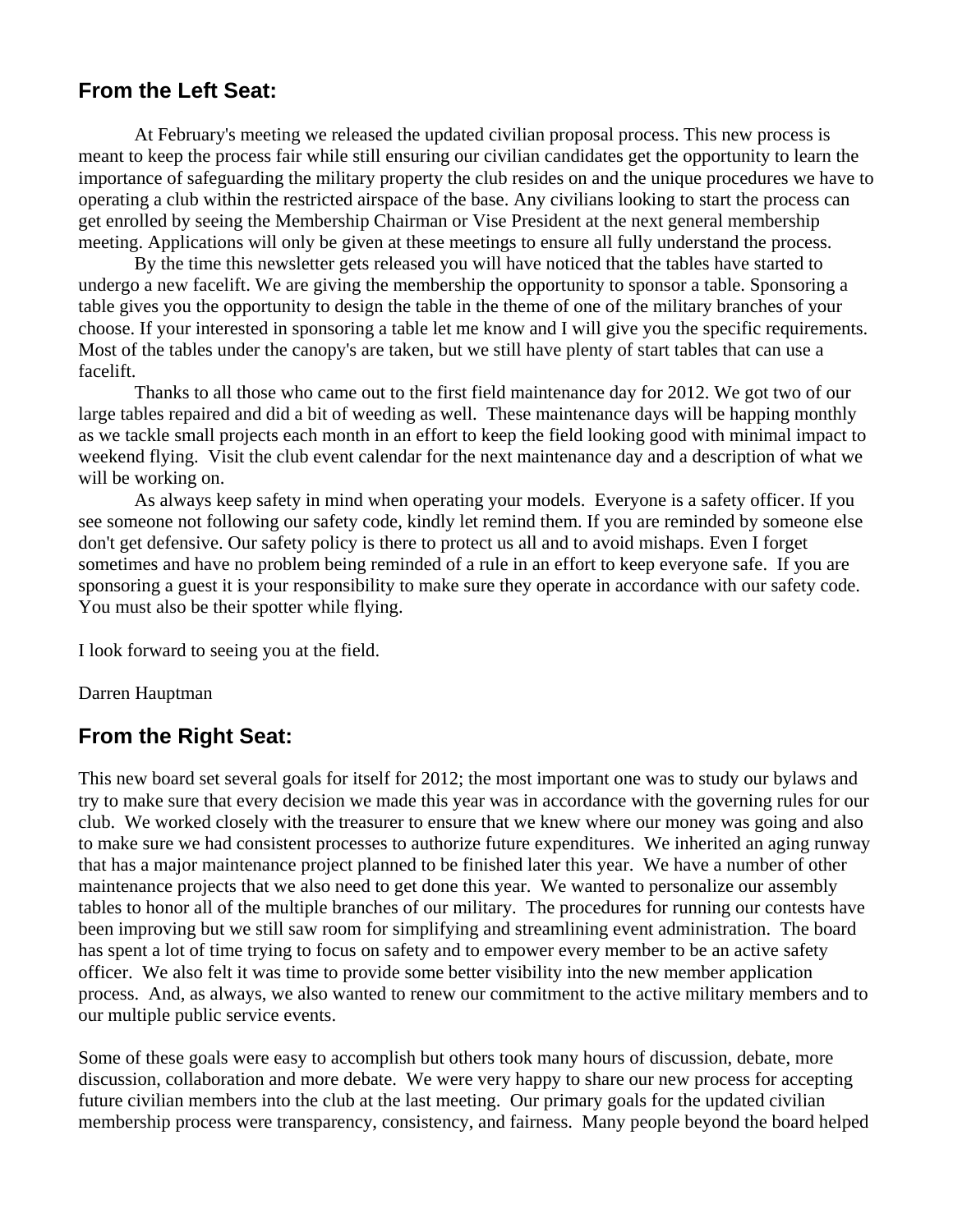## From the Left Seat:

At February's meeting we released the updated civilian proposal process. This new process is meant to keep the process fair while still ensuring our civilian candidates get the opportunity to learn the importance of safeguarding the military property the club resides on and the unique procedures we have to operating a club within the restricted airspace of the base. Any civilians looking to start the process can get enrolled by seeing the Membership Chairman or Vise President at the next general membership meeting. Applications will only be given at these meetings to ensure all fully understand the process.

By the time this newsletter gets released you will have noticed that the tables have started to undergo a new facelift. We are giving the membership the opportunity to sponsor a table. Sponsoring a table gives you the opportunity to design the table in the theme of one of the military branches of your choose. If your interested in sponsoring a table let me know and I will give you the specific requirements. Most of the tables under the canopy's are taken, but we still have plenty of start tables that can use a facelift.

Thanks to all those who came out to the first field maintenance day for 2012. We got two of our large tables repaired and did a bit of weeding as well. These maintenance days will be happing monthly as we tackle small projects each month in an effort to keep the field looking good with minimal impact to weekend flying. Visit the club event calendar for the next maintenance day and a description of what we will be working on.

As always keep safety in mind when operating your models. Everyone is a safety officer. If you see someone not following our safety code, kindly let remind them. If you are reminded by someone else don't get defensive. Our safety policy is there to protect us all and to avoid mishaps. Even I forget sometimes and have no problem being reminded of a rule in an effort to keep everyone safe. If you are sponsoring a guest it is your responsibility to make sure they operate in accordance with our safety code. You must also be their spotter while flying.

I look forward to seeing you at the field.

Darren Hauptman

## From the Right Seat:

This new board set several goals for itself for 2012; the most important one was to study our bylaws and try to make sure that every decision we made this year was in accordance with the governing rules for our club. We worked closely with the treasurer to ensure that we knew where our money was going and also to make sure we had consistent processes to authorize future expenditures. We inherited an aging runway that has a major maintenance project planned to be finished later this year. We have a number of other maintenance projects that we also need to get done this year. We wanted to personalize our assembly tables to honor all of the multiple branches of our military. The procedures for running our contests have been improving but we still saw room for simplifying and streamlining event administration. The board has spent a lot of time trying to focus on safety and to empower every member to be an active safety officer. We also felt it was time to provide some better visibility into the new member application process. And, as always, we also wanted to renew our commitment to the active military members and to our multiple public service events.

Some of these goals were easy to accomplish but others took many hours of discussion, debate, more discussion, collaboration and more debate. We were very happy to share our new process for accepting future civilian members into the club at the last meeting. Our primary goals for the updated civilian membership process were transparency, consistency, and fairness. Many people beyond the board helped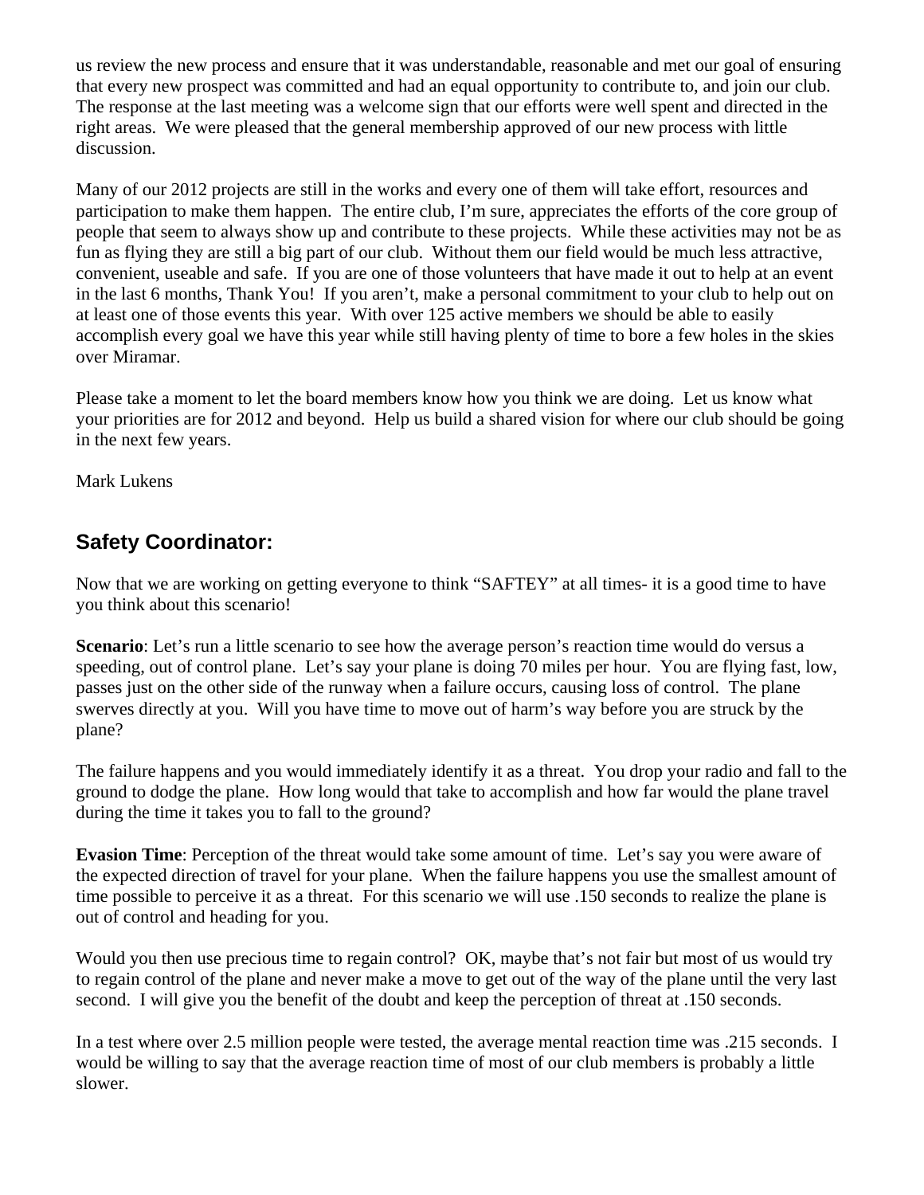us review the new process and ensure that it was understandable, reasonable and met our goal of ensuring that every new prospect was committed and had an equal opportunity to contribute to, and join our club. The response at the last meeting was a welcome sign that our efforts were well spent and directed in the right areas. We were pleased that the general membership approved of our new process with little discussion.

Many of our 2012 projects are still in the works and every one of them will take effort, resources and participation to make them happen. The entire club, I'm sure, appreciates the efforts of the core group of people that seem to always show up and contribute to these projects. While these activities may not be as fun as flying they are still a big part of our club. Without them our field would be much less attractive, convenient, useable and safe. If you are one of those volunteers that have made it out to help at an event in the last 6 months, Thank You! If you aren't, make a personal commitment to your club to help out on at least one of those events this year. With over 125 active members we should be able to easily accomplish every goal we have this year while still having plenty of time to bore a few holes in the skies over Miramar.

Please take a moment to let the board members know how you think we are doing. Let us know what your priorities are for 2012 and beyond. Help us build a shared vision for where our club should be going in the next few years.

Mark Lukens

## Safety Coordinator:

Now that we are working on getting everyone to think "SAFTEY" at all times- it is a good time to have you think about this scenario!

**Scenario**: Let's run a little scenario to see how the average person's reaction time would do versus a speeding, out of control plane. Let's say your plane is doing 70 miles per hour. You are flying fast, low, passes just on the other side of the runway when a failure occurs, causing loss of control. The plane swerves directly at you. Will you have time to move out of harm's way before you are struck by the plane?

The failure happens and you would immediately identify it as a threat. You drop your radio and fall to the ground to dodge the plane. How long would that take to accomplish and how far would the plane travel during the time it takes you to fall to the ground?

**Evasion Time**: Perception of the threat would take some amount of time. Let's say you were aware of the expected direction of travel for your plane. When the failure happens you use the smallest amount of time possible to perceive it as a threat. For this scenario we will use .150 seconds to realize the plane is out of control and heading for you.

Would you then use precious time to regain control? OK, maybe that's not fair but most of us would try to regain control of the plane and never make a move to get out of the way of the plane until the very last second. I will give you the benefit of the doubt and keep the perception of threat at .150 seconds.

In a test where over 2.5 million people were tested, the average mental reaction time was .215 seconds. I would be willing to say that the average reaction time of most of our club members is probably a little slower.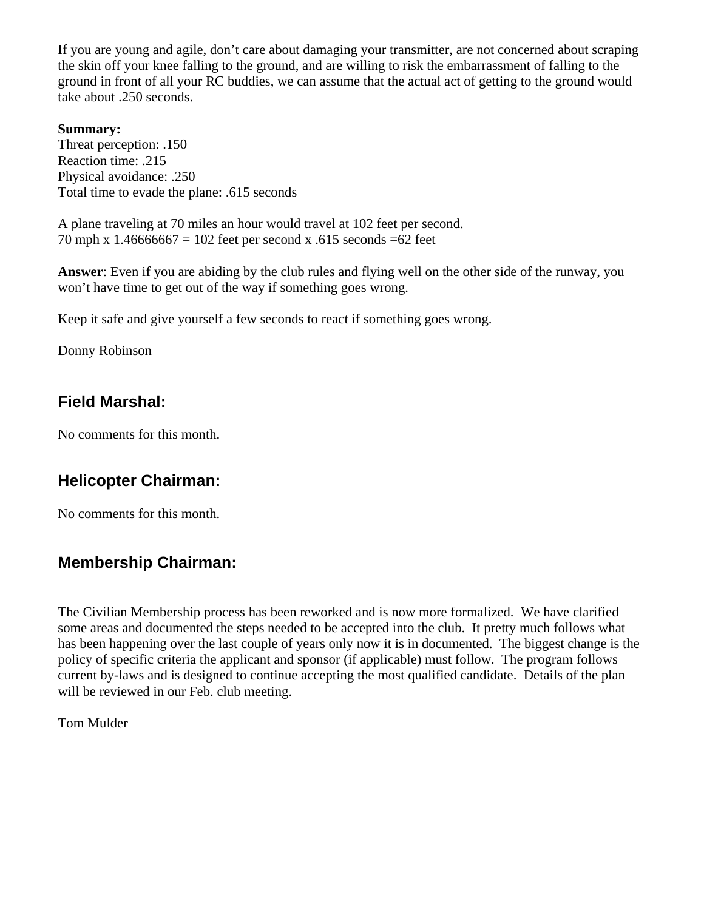If you are young and agile, don’t care about damaging your transmitter, are not concerned about scraping the skin off your knee falling to the ground, and are willing to risk the embarrassment of falling to the ground in front of all your RC buddies, we can assume that the actual act of getting to the ground would take about .250 seconds.

**Summary:**
Threat perception: .150
Reaction time: .215
Physical avoidance: .250
Total time to evade the plane: .615 seconds

A plane traveling at 70 miles an hour would travel at 102 feet per second.
70 mph x 1.46666667 = 102 feet per second x .615 seconds =62 feet

**Answer**: Even if you are abiding by the club rules and flying well on the other side of the runway, you won’t have time to get out of the way if something goes wrong.

Keep it safe and give yourself a few seconds to react if something goes wrong.

Donny Robinson

## Field Marshal:

No comments for this month.

## Helicopter Chairman:

No comments for this month.

## Membership Chairman:

The Civilian Membership process has been reworked and is now more formalized. We have clarified some areas and documented the steps needed to be accepted into the club. It pretty much follows what has been happening over the last couple of years only now it is in documented. The biggest change is the policy of specific criteria the applicant and sponsor (if applicable) must follow. The program follows current by-laws and is designed to continue accepting the most qualified candidate. Details of the plan will be reviewed in our Feb. club meeting.

Tom Mulder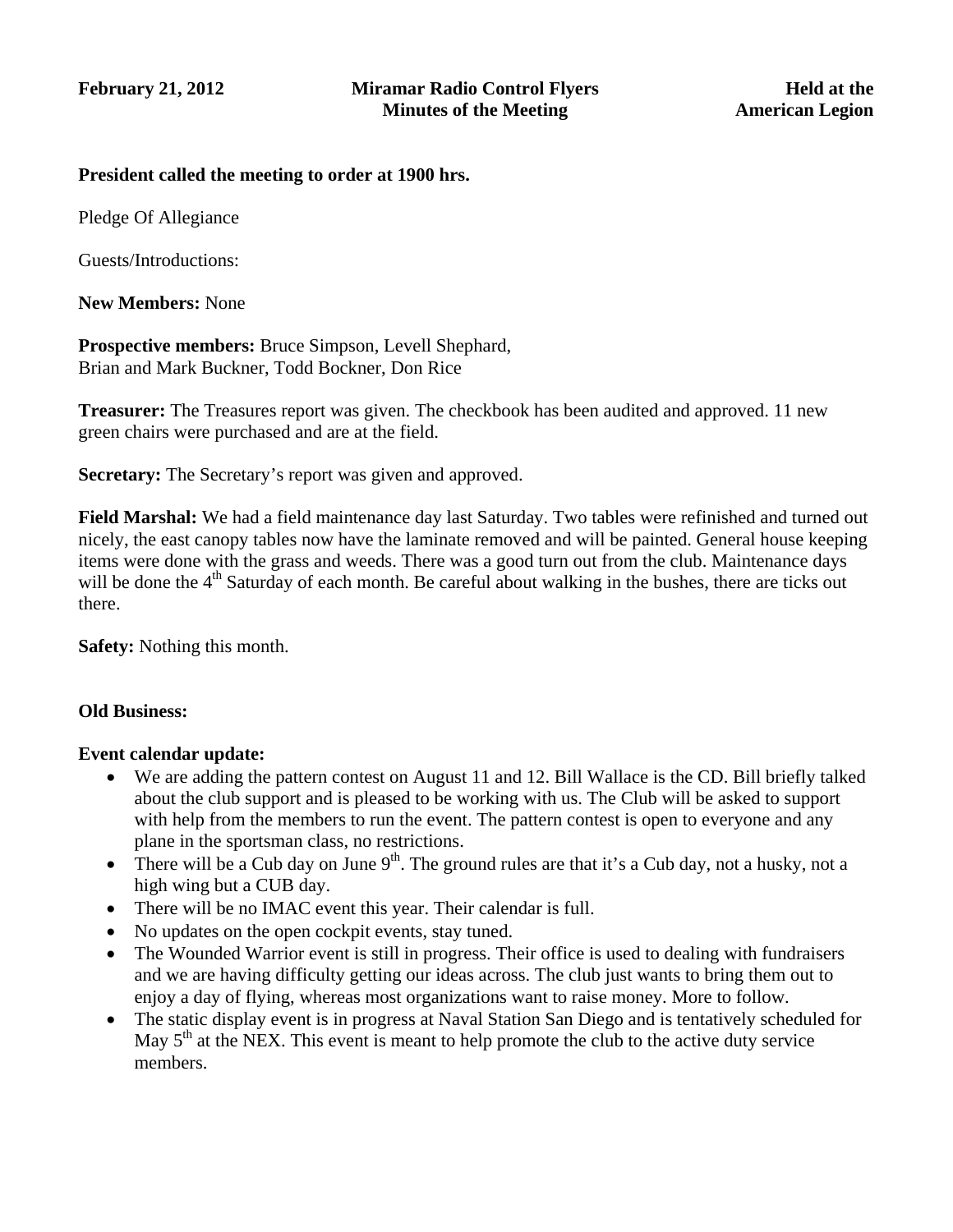**February 21, 2012** **Miramar Radio Control Flyers** **Held at the**
**Minutes of the Meeting** **American Legion**

**President called the meeting to order at 1900 hrs.**

Pledge Of Allegiance

Guests/Introductions:

**New Members:** None

**Prospective members:** Bruce Simpson, Levell Shephard,
Brian and Mark Buckner, Todd Bockner, Don Rice

**Treasurer:** The Treasures report was given. The checkbook has been audited and approved. 11 new green chairs were purchased and are at the field.

**Secretary:** The Secretary's report was given and approved.

**Field Marshal:** We had a field maintenance day last Saturday. Two tables were refinished and turned out nicely, the east canopy tables now have the laminate removed and will be painted. General house keeping items were done with the grass and weeds. There was a good turn out from the club. Maintenance days will be done the 4th Saturday of each month. Be careful about walking in the bushes, there are ticks out there.

**Safety:** Nothing this month.

**Old Business:**

**Event calendar update:**

- We are adding the pattern contest on August 11 and 12. Bill Wallace is the CD. Bill briefly talked about the club support and is pleased to be working with us. The Club will be asked to support with help from the members to run the event. The pattern contest is open to everyone and any plane in the sportsman class, no restrictions.
- There will be a Cub day on June 9th. The ground rules are that it's a Cub day, not a husky, not a high wing but a CUB day.
- There will be no IMAC event this year. Their calendar is full.
- No updates on the open cockpit events, stay tuned.
- The Wounded Warrior event is still in progress. Their office is used to dealing with fundraisers and we are having difficulty getting our ideas across. The club just wants to bring them out to enjoy a day of flying, whereas most organizations want to raise money. More to follow.
- The static display event is in progress at Naval Station San Diego and is tentatively scheduled for May 5th at the NEX. This event is meant to help promote the club to the active duty service members.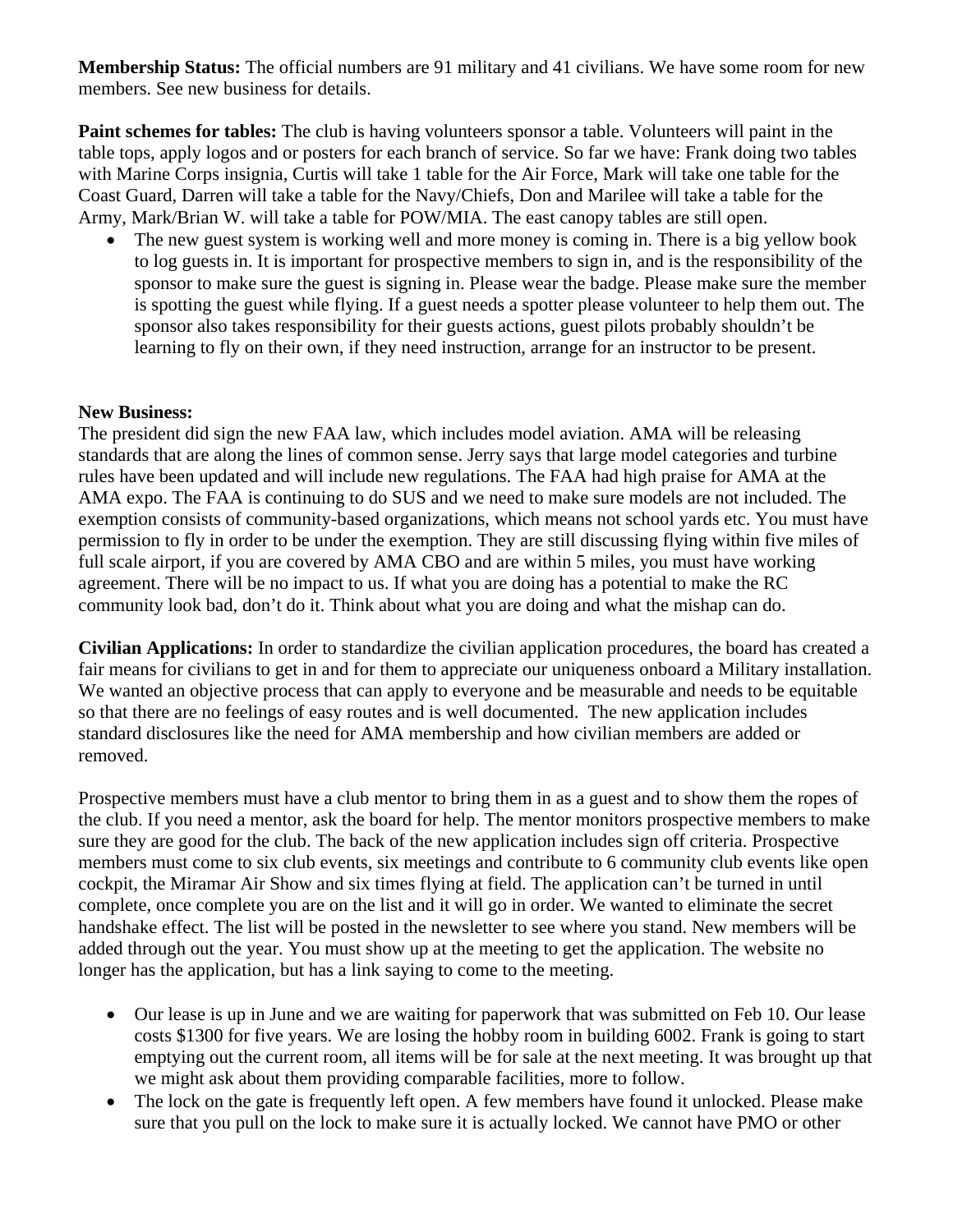**Membership Status:** The official numbers are 91 military and 41 civilians. We have some room for new members. See new business for details.

**Paint schemes for tables:** The club is having volunteers sponsor a table. Volunteers will paint in the table tops, apply logos and or posters for each branch of service. So far we have: Frank doing two tables with Marine Corps insignia, Curtis will take 1 table for the Air Force, Mark will take one table for the Coast Guard, Darren will take a table for the Navy/Chiefs, Don and Marilee will take a table for the Army, Mark/Brian W. will take a table for POW/MIA. The east canopy tables are still open.

- The new guest system is working well and more money is coming in. There is a big yellow book to log guests in. It is important for prospective members to sign in, and is the responsibility of the sponsor to make sure the guest is signing in. Please wear the badge. Please make sure the member is spotting the guest while flying. If a guest needs a spotter please volunteer to help them out. The sponsor also takes responsibility for their guests actions, guest pilots probably shouldn't be learning to fly on their own, if they need instruction, arrange for an instructor to be present.

**New Business:**
The president did sign the new FAA law, which includes model aviation. AMA will be releasing standards that are along the lines of common sense. Jerry says that large model categories and turbine rules have been updated and will include new regulations. The FAA had high praise for AMA at the AMA expo. The FAA is continuing to do SUS and we need to make sure models are not included. The exemption consists of community-based organizations, which means not school yards etc. You must have permission to fly in order to be under the exemption. They are still discussing flying within five miles of full scale airport, if you are covered by AMA CBO and are within 5 miles, you must have working agreement. There will be no impact to us. If what you are doing has a potential to make the RC community look bad, don't do it. Think about what you are doing and what the mishap can do.

**Civilian Applications:** In order to standardize the civilian application procedures, the board has created a fair means for civilians to get in and for them to appreciate our uniqueness onboard a Military installation. We wanted an objective process that can apply to everyone and be measurable and needs to be equitable so that there are no feelings of easy routes and is well documented. The new application includes standard disclosures like the need for AMA membership and how civilian members are added or removed.

Prospective members must have a club mentor to bring them in as a guest and to show them the ropes of the club. If you need a mentor, ask the board for help. The mentor monitors prospective members to make sure they are good for the club. The back of the new application includes sign off criteria. Prospective members must come to six club events, six meetings and contribute to 6 community club events like open cockpit, the Miramar Air Show and six times flying at field. The application can't be turned in until complete, once complete you are on the list and it will go in order. We wanted to eliminate the secret handshake effect. The list will be posted in the newsletter to see where you stand. New members will be added through out the year. You must show up at the meeting to get the application. The website no longer has the application, but has a link saying to come to the meeting.

- Our lease is up in June and we are waiting for paperwork that was submitted on Feb 10. Our lease costs $1300 for five years. We are losing the hobby room in building 6002. Frank is going to start emptying out the current room, all items will be for sale at the next meeting. It was brought up that we might ask about them providing comparable facilities, more to follow.
- The lock on the gate is frequently left open. A few members have found it unlocked. Please make sure that you pull on the lock to make sure it is actually locked. We cannot have PMO or other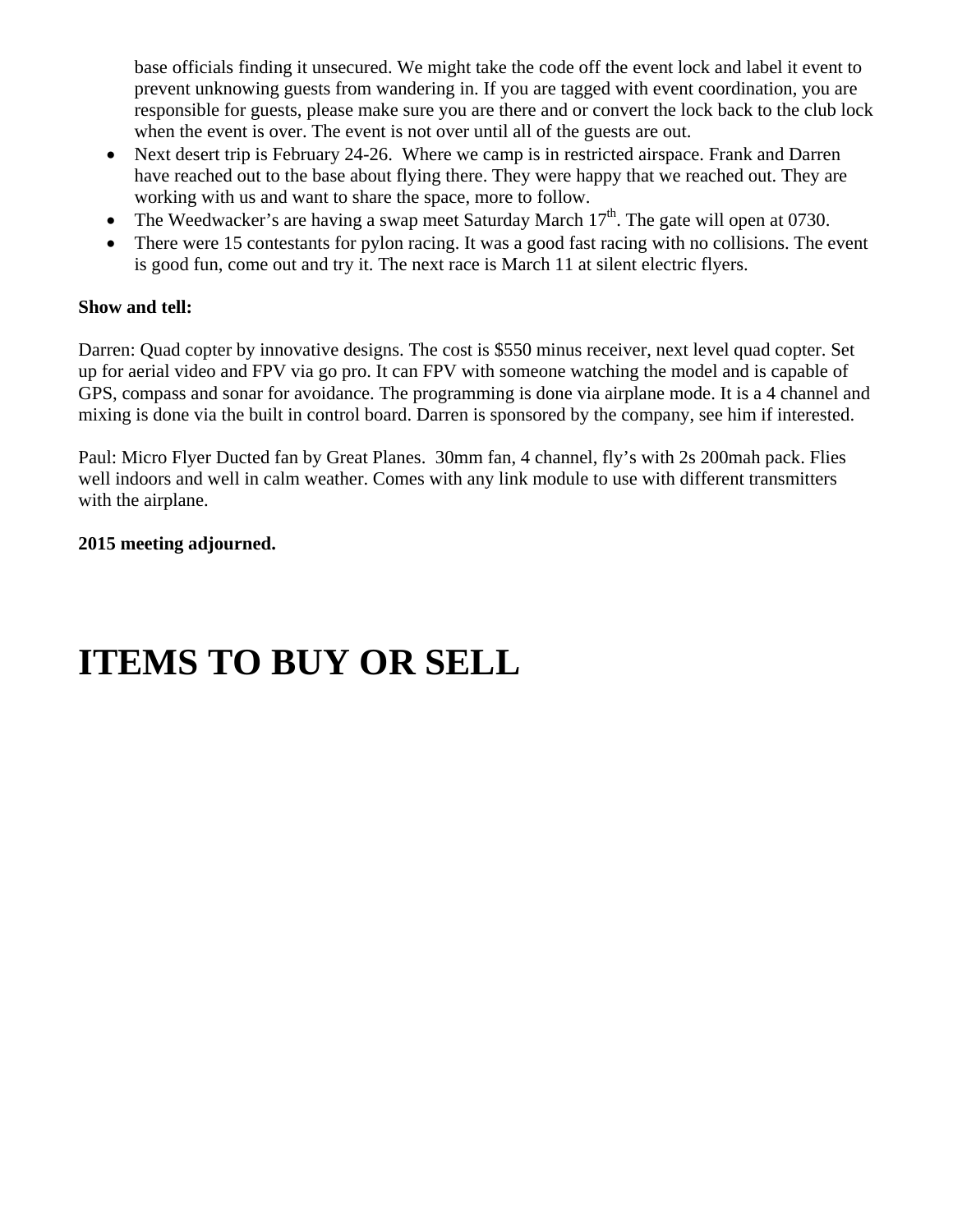base officials finding it unsecured. We might take the code off the event lock and label it event to prevent unknowing guests from wandering in. If you are tagged with event coordination, you are responsible for guests, please make sure you are there and or convert the lock back to the club lock when the event is over. The event is not over until all of the guests are out.

- Next desert trip is February 24-26. Where we camp is in restricted airspace. Frank and Darren have reached out to the base about flying there. They were happy that we reached out. They are working with us and want to share the space, more to follow.
- The Weedwacker's are having a swap meet Saturday March 17th. The gate will open at 0730.
- There were 15 contestants for pylon racing. It was a good fast racing with no collisions. The event is good fun, come out and try it. The next race is March 11 at silent electric flyers.

**Show and tell:**

Darren: Quad copter by innovative designs. The cost is $550 minus receiver, next level quad copter. Set up for aerial video and FPV via go pro. It can FPV with someone watching the model and is capable of GPS, compass and sonar for avoidance. The programming is done via airplane mode. It is a 4 channel and mixing is done via the built in control board. Darren is sponsored by the company, see him if interested.

Paul: Micro Flyer Ducted fan by Great Planes. 30mm fan, 4 channel, fly's with 2s 200mah pack. Flies well indoors and well in calm weather. Comes with any link module to use with different transmitters with the airplane.

**2015 meeting adjourned.**

# ITEMS TO BUY OR SELL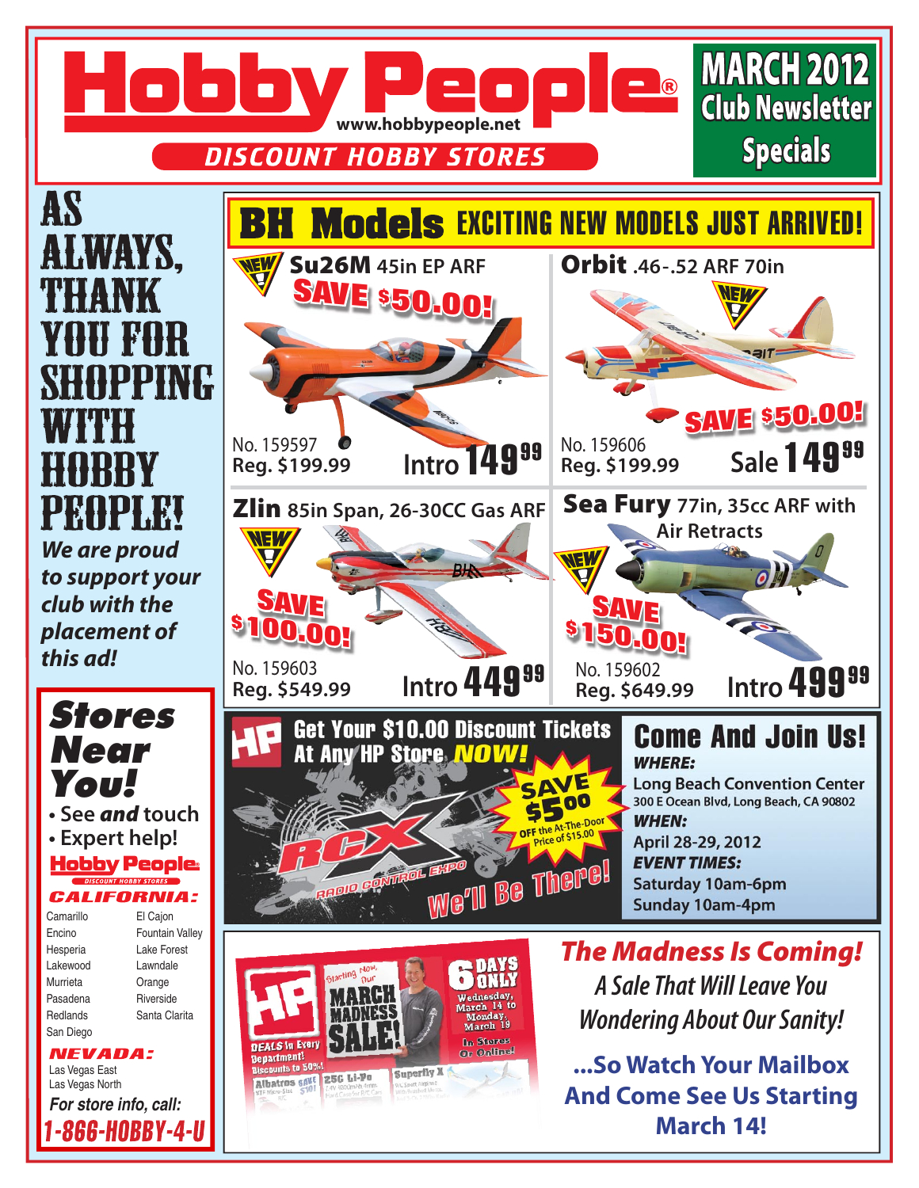# Hobby People®

www.hobbypeople.net

DISCOUNT HOBBY STORES

## MARCH 2012 Club Newsletter Specials

# AS ALWAYS, THANK YOU FOR SHOPPING WITH HOBBY PEOPLE!

*We are proud to support your club with the placement of this ad!*

## Stores Near You!

- See *and* touch
- Expert help!

Hobby People® DISCOUNT HOBBY STORES

### CALIFORNIA:

| | |
|---|---|
| Camarillo | El Cajon |
| Encino | Fountain Valley |
| Hesperia | Lake Forest |
| Lakewood | Lawndale |
| Murrieta | Orange |
| Pasadena | Riverside |
| Redlands | Santa Clarita |
| San Diego | |

### NEVADA:

Las Vegas East
Las Vegas North

*For store info, call:*

**1-866-HOBBY-4-U**

## BH Models EXCITING NEW MODELS JUST ARRIVED!

**NEW! Su26M** 45in EP ARF
SAVE $50.00!
No. 159597
Reg. $199.99
Intro 149.99

**NEW! Orbit** .46-.52 ARF 70in
SAVE $50.00!
No. 159606
Reg. $199.99
Sale 149.99

**NEW! Zlin** 85in Span, 26-30CC Gas ARF
SAVE $100.00!
No. 159603
Reg. $549.99
Intro 449.99

**NEW! Sea Fury** 77in, 35cc ARF with Air Retracts
SAVE $150.00!
No. 159602
Reg. $649.99
Intro 499.99

## Get Your $10.00 Discount Tickets At Any HP Store NOW!

SAVE $5.00 OFF the At-The-Door Price of $15.00

RCX RADIO CONTROL EXPO

We'll Be There!

## Come And Join Us!

***WHERE:***
Long Beach Convention Center
300 E Ocean Blvd, Long Beach, CA 90802

***WHEN:***
April 28-29, 2012

***EVENT TIMES:***
Saturday 10am-6pm
Sunday 10am-4pm

HP Starting Now, Our MARCH MADNESS SALE! 6 DAYS ONLY Wednesday, March 14 to Monday, March 19 In Stores Or Online! DEALS In Every Department! Discounts to 50%!

## *The Madness Is Coming!*

*A Sale That Will Leave You Wondering About Our Sanity!*

**...So Watch Your Mailbox And Come See Us Starting March 14!**